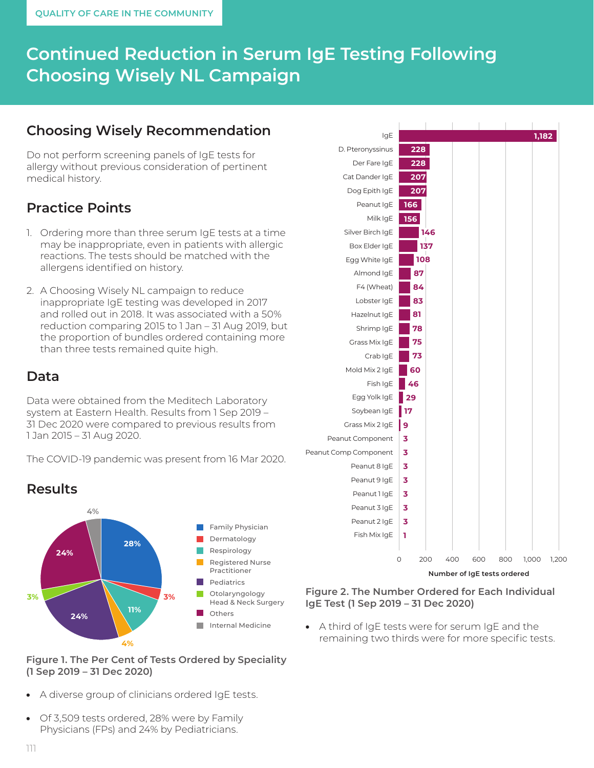QUALITY OF CARE IN THE COMMUNITY

# Continued Reduction in Serum IgE Testing Following Choosing Wisely NL Campaign

## Choosing Wisely Recommendation

Do not perform screening panels of IgE tests for allergy without previous consideration of pertinent medical history.

## Practice Points

1. Ordering more than three serum IgE tests at a time may be inappropriate, even in patients with allergic reactions. The tests should be matched with the allergens identified on history.

2. A Choosing Wisely NL campaign to reduce inappropriate IgE testing was developed in 2017 and rolled out in 2018. It was associated with a 50% reduction comparing 2015 to 1 Jan – 31 Aug 2019, but the proportion of bundles ordered containing more than three tests remained quite high.

## Data

Data were obtained from the Meditech Laboratory system at Eastern Health. Results from 1 Sep 2019 – 31 Dec 2020 were compared to previous results from 1 Jan 2015 – 31 Aug 2020.

The COVID-19 pandemic was present from 16 Mar 2020.

## Results

| Speciality | Per Cent |
|---|---|
| Family Physician | 28% |
| Dermatology | 3% |
| Respirology | 11% |
| Registered Nurse Practitioner | 4% |
| Pediatrics | 24% |
| Otolaryngology Head & Neck Surgery | 3% |
| Others | 24% |
| Internal Medicine | 4% |

**Figure 1. The Per Cent of Tests Ordered by Speciality (1 Sep 2019 – 31 Dec 2020)**

- A diverse group of clinicians ordered IgE tests.
- Of 3,509 tests ordered, 28% were by Family Physicians (FPs) and 24% by Pediatricians.

| Test | Number of IgE tests ordered |
|---|---|
| IgE | 1,182 |
| D. Pteronyssinus | 228 |
| Der Fare IgE | 228 |
| Cat Dander IgE | 207 |
| Dog Epith IgE | 207 |
| Peanut IgE | 166 |
| Milk IgE | 156 |
| Silver Birch IgE | 146 |
| Box Elder IgE | 137 |
| Egg White IgE | 108 |
| Almond IgE | 87 |
| F4 (Wheat) | 84 |
| Lobster IgE | 83 |
| Hazelnut IgE | 81 |
| Shrimp IgE | 78 |
| Grass Mix IgE | 75 |
| Crab IgE | 73 |
| Mold Mix 2 IgE | 60 |
| Fish IgE | 46 |
| Egg Yolk IgE | 29 |
| Soybean IgE | 17 |
| Grass Mix 2 IgE | 9 |
| Peanut Component | 3 |
| Peanut Comp Component | 3 |
| Peanut 8 IgE | 3 |
| Peanut 9 IgE | 3 |
| Peanut 1 IgE | 3 |
| Peanut 3 IgE | 3 |
| Peanut 2 IgE | 3 |
| Fish Mix IgE | 1 |

**Figure 2. The Number Ordered for Each Individual IgE Test (1 Sep 2019 – 31 Dec 2020)**

- A third of IgE tests were for serum IgE and the remaining two thirds were for more specific tests.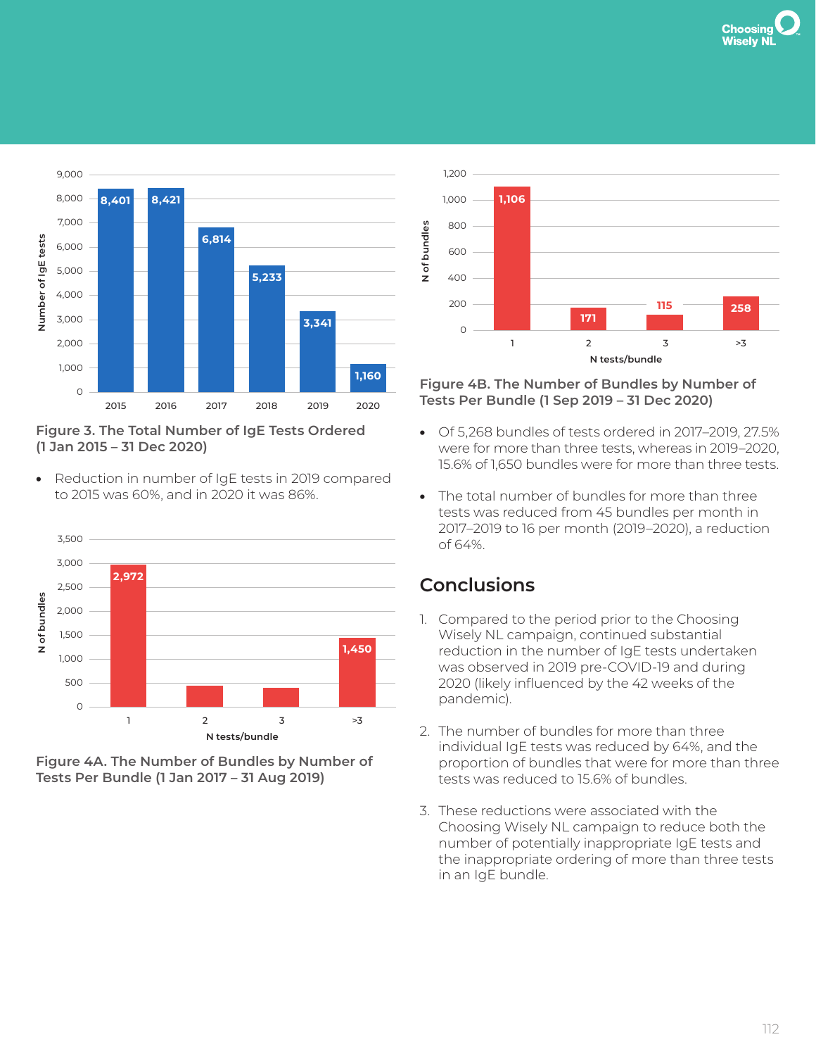9,000
8,000
7,000
6,000
5,000
4,000
3,000
2,000
1,000
0

Number of IgE tests

8,401
8,421
6,814
5,233
3,341
1,160

2015
2016
2017
2018
2019
2020

**Figure 3. The Total Number of IgE Tests Ordered (1 Jan 2015 – 31 Dec 2020)**

- Reduction in number of IgE tests in 2019 compared to 2015 was 60%, and in 2020 it was 86%.

3,500
3,000
2,500
2,000
1,500
1,000
500
0

N of bundles

2,972
1,450

1
2
3
>3

N tests/bundle

**Figure 4A. The Number of Bundles by Number of Tests Per Bundle (1 Jan 2017 – 31 Aug 2019)**

1,200
1,000
800
600
400
200
0

N of bundles

1,106
171
115
258

1
2
3
>3

N tests/bundle

**Figure 4B. The Number of Bundles by Number of Tests Per Bundle (1 Sep 2019 – 31 Dec 2020)**

- Of 5,268 bundles of tests ordered in 2017–2019, 27.5% were for more than three tests, whereas in 2019–2020, 15.6% of 1,650 bundles were for more than three tests.
- The total number of bundles for more than three tests was reduced from 45 bundles per month in 2017–2019 to 16 per month (2019–2020), a reduction of 64%.

## Conclusions

1. Compared to the period prior to the Choosing Wisely NL campaign, continued substantial reduction in the number of IgE tests undertaken was observed in 2019 pre-COVID-19 and during 2020 (likely influenced by the 42 weeks of the pandemic).
2. The number of bundles for more than three individual IgE tests was reduced by 64%, and the proportion of bundles that were for more than three tests was reduced to 15.6% of bundles.
3. These reductions were associated with the Choosing Wisely NL campaign to reduce both the number of potentially inappropriate IgE tests and the inappropriate ordering of more than three tests in an IgE bundle.